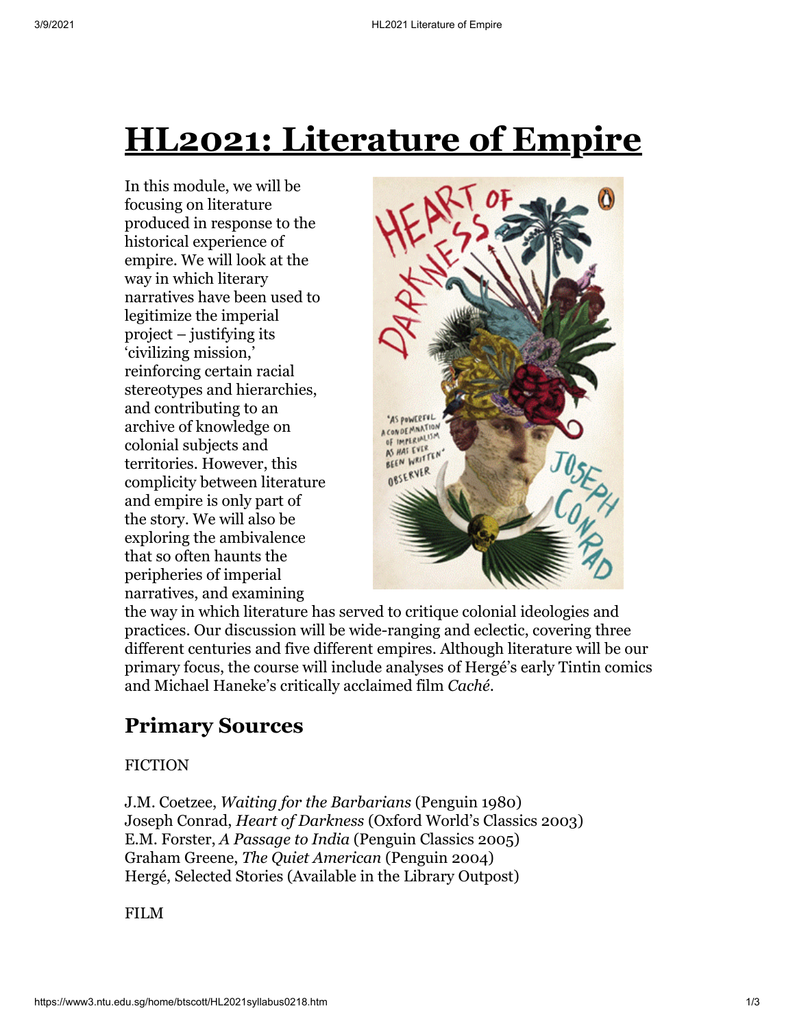# HL2021: Literature of Empire

In this module, we will be focusing on literature produced in response to the historical experience of empire. We will look at the way in which literary narratives have been used to legitimize the imperial project – justifying its 'civilizing mission,' reinforcing certain racial stereotypes and hierarchies, and contributing to an archive of knowledge on colonial subjects and territories. However, this complicity between literature and empire is only part of the story. We will also be exploring the ambivalence that so often haunts the peripheries of imperial narratives, and examining the way in which literature has served to critique colonial ideologies and practices. Our discussion will be wide-ranging and eclectic, covering three different centuries and five different empires. Although literature will be our primary focus, the course will include analyses of Hergé's early Tintin comics and Michael Haneke's critically acclaimed film *Caché*.

## Primary Sources

FICTION

J.M. Coetzee, *Waiting for the Barbarians* (Penguin 1980)
Joseph Conrad, *Heart of Darkness* (Oxford World's Classics 2003)
E.M. Forster, *A Passage to India* (Penguin Classics 2005)
Graham Greene, *The Quiet American* (Penguin 2004)
Hergé, Selected Stories (Available in the Library Outpost)

FILM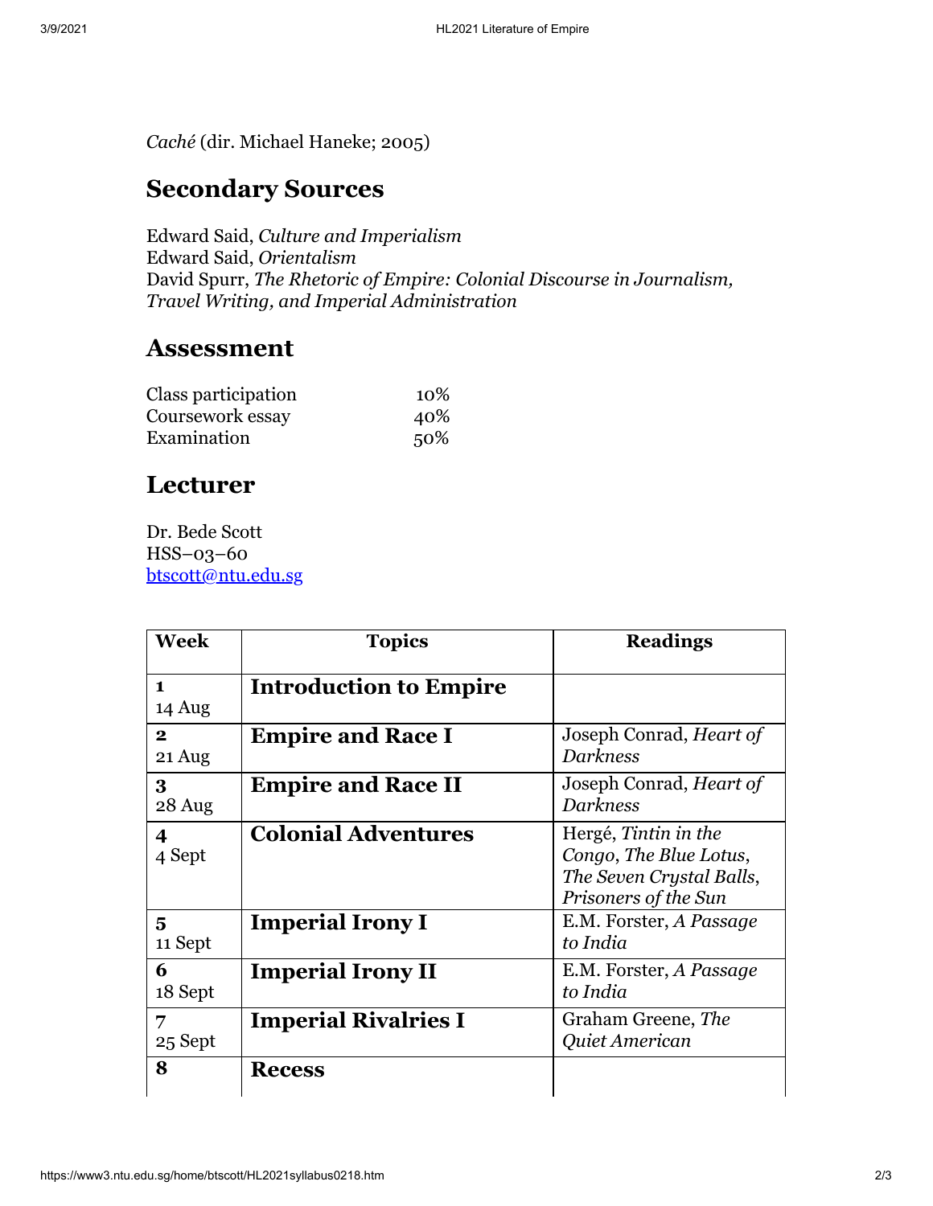*Caché* (dir. Michael Haneke; 2005)

## Secondary Sources

Edward Said, *Culture and Imperialism*
Edward Said, *Orientalism*
David Spurr, *The Rhetoric of Empire: Colonial Discourse in Journalism, Travel Writing, and Imperial Administration*

## Assessment

| | |
|---|---|
| Class participation | 10% |
| Coursework essay | 40% |
| Examination | 50% |

## Lecturer

Dr. Bede Scott
HSS–03–60
btscott@ntu.edu.sg

| Week | Topics | Readings |
|---|---|---|
| **1** 14 Aug | **Introduction to Empire** | |
| **2** 21 Aug | **Empire and Race I** | Joseph Conrad, *Heart of Darkness* |
| **3** 28 Aug | **Empire and Race II** | Joseph Conrad, *Heart of Darkness* |
| **4** 4 Sept | **Colonial Adventures** | Hergé, *Tintin in the Congo*, *The Blue Lotus*, *The Seven Crystal Balls*, *Prisoners of the Sun* |
| **5** 11 Sept | **Imperial Irony I** | E.M. Forster, *A Passage to India* |
| **6** 18 Sept | **Imperial Irony II** | E.M. Forster, *A Passage to India* |
| **7** 25 Sept | **Imperial Rivalries I** | Graham Greene, *The Quiet American* |
| **8** | **Recess** | |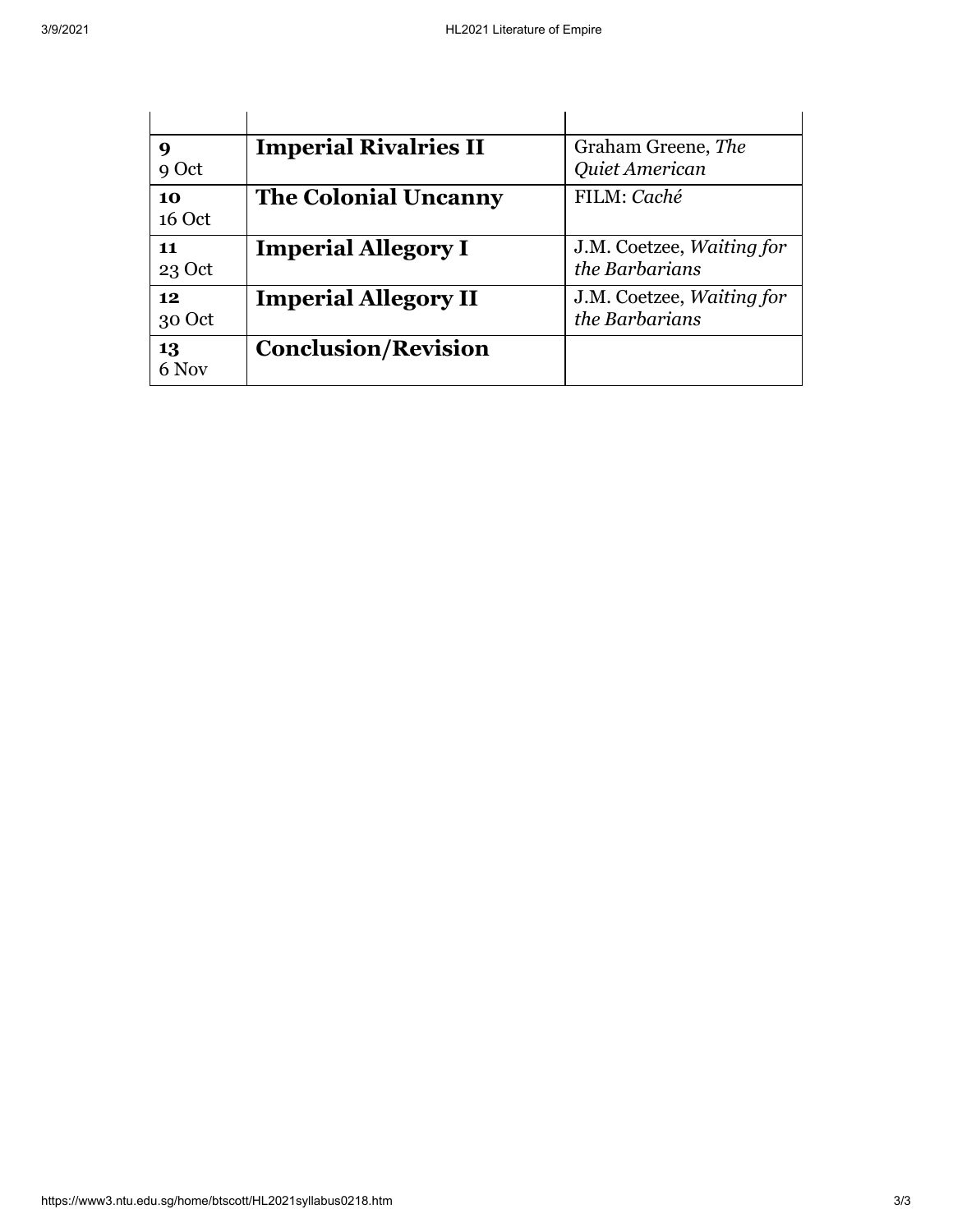| | | |
|---|---|---|
| **9**<br>9 Oct | **Imperial Rivalries II** | Graham Greene, *The Quiet American* |
| **10**<br>16 Oct | **The Colonial Uncanny** | FILM: *Caché* |
| **11**<br>23 Oct | **Imperial Allegory I** | J.M. Coetzee, *Waiting for the Barbarians* |
| **12**<br>30 Oct | **Imperial Allegory II** | J.M. Coetzee, *Waiting for the Barbarians* |
| **13**<br>6 Nov | **Conclusion/Revision** | |